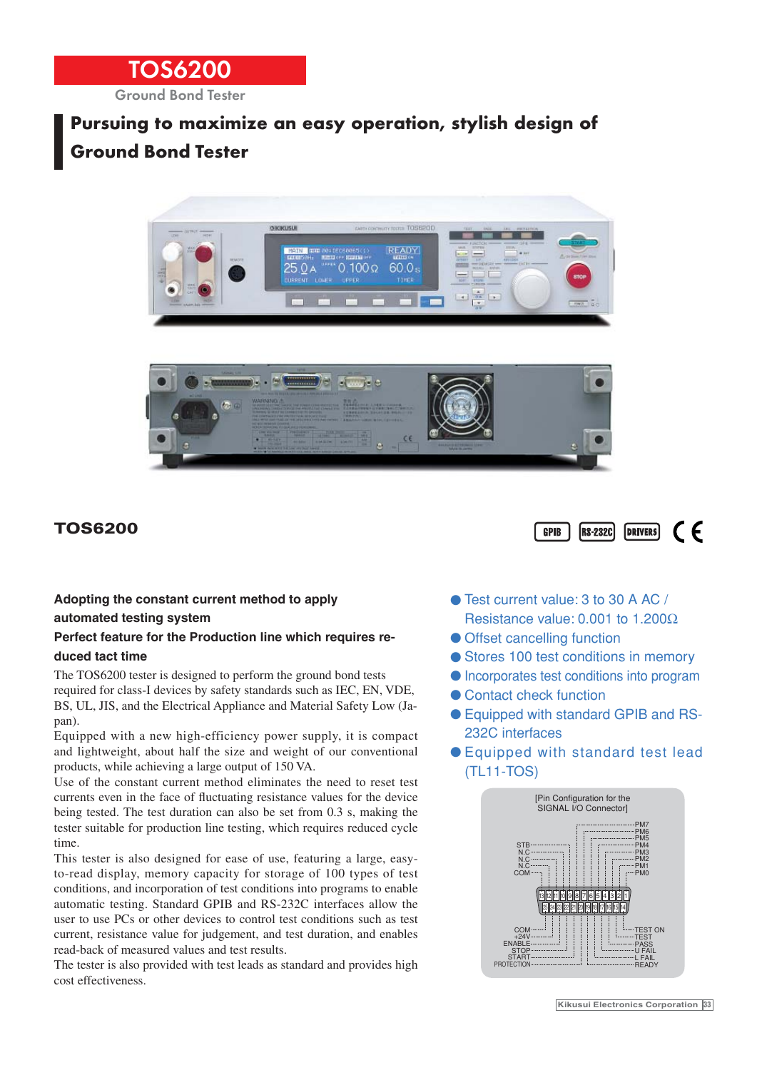# TOS6200

Ground Bond Tester

## Pursuing to maximize an easy operation, stylish design of Ground Bond Tester

## TOS6200

GPIB RS-232C DRIVERS CE

**Adopting the constant current method to apply automated testing system**

**Perfect feature for the Production line which requires reduced tact time**

The TOS6200 tester is designed to perform the ground bond tests required for class-I devices by safety standards such as IEC, EN, VDE, BS, UL, JIS, and the Electrical Appliance and Material Safety Low (Japan).

Equipped with a new high-efficiency power supply, it is compact and lightweight, about half the size and weight of our conventional products, while achieving a large output of 150 VA.

Use of the constant current method eliminates the need to reset test currents even in the face of fluctuating resistance values for the device being tested. The test duration can also be set from 0.3 s, making the tester suitable for production line testing, which requires reduced cycle time.

This tester is also designed for ease of use, featuring a large, easy-to-read display, memory capacity for storage of 100 types of test conditions, and incorporation of test conditions into programs to enable automatic testing. Standard GPIB and RS-232C interfaces allow the user to use PCs or other devices to control test conditions such as test current, resistance value for judgement, and test duration, and enables read-back of measured values and test results.

The tester is also provided with test leads as standard and provides high cost effectiveness.

- Test current value: 3 to 30 A AC / Resistance value: 0.001 to 1.200Ω
- Offset cancelling function
- Stores 100 test conditions in memory
- Incorporates test conditions into program
- Contact check function
- Equipped with standard GPIB and RS-232C interfaces
- Equipped with standard test lead (TL11-TOS)

[Pin Configuration for the SIGNAL I/O Connector]

| Pin | Signal | Pin | Signal |
|---|---|---|---|
| 1 | PM0 | 14 | READY |
| 2 | PM1 | 15 | L FAIL |
| 3 | PM2 | 16 | U FAIL |
| 4 | PM3 | 17 | PASS |
| 5 | PM4 | 18 | TEST |
| 6 | PM5 | 19 | TEST ON |
| 7 | PM6 | 20 | PROTECTION |
| 8 | PM7 | 21 | START |
| 9 | COM | 22 | STOP |
| 10 | N.C | 23 | ENABLE |
| 11 | N.C | 24 | +24V |
| 12 | N.C | 25 | COM |
| 13 | STB | | |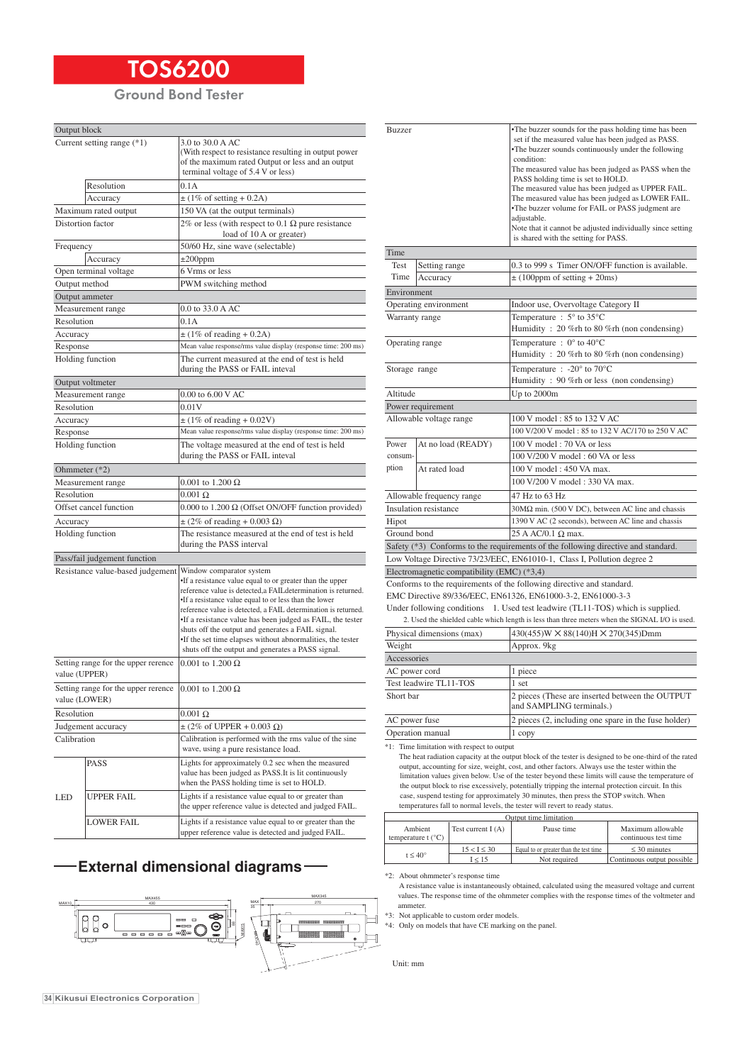# TOS6200

## Ground Bond Tester

| | | |
|---|---|---|
| **Output block** | | |
| Current setting range (*1) | | 3.0 to 30.0 A AC (With respect to resistance resulting in output power of the maximum rated Output or less and an output terminal voltage of 5.4 V or less) |
| | Resolution | 0.1A |
| | Accuracy | ± (1% of setting + 0.2A) |
| Maximum rated output | | 150 VA (at the output terminals) |
| Distortion factor | | 2% or less (with respect to 0.1 Ω pure resistance load of 10 A or greater) |
| Frequency | | 50/60 Hz, sine wave (selectable) |
| | Accuracy | ±200ppm |
| Open terminal voltage | | 6 Vrms or less |
| Output method | | PWM switching method |
| **Output ammeter** | | |
| Measurement range | | 0.0 to 33.0 A AC |
| Resolution | | 0.1A |
| Accuracy | | ± (1% of reading + 0.2A) |
| Response | | Mean value response/rms value display (response time: 200 ms) |
| Holding function | | The current measured at the end of test is held during the PASS or FAIL inteval |
| **Output voltmeter** | | |
| Measurement range | | 0.00 to 6.00 V AC |
| Resolution | | 0.01V |
| Accuracy | | ± (1% of reading + 0.02V) |
| Response | | Mean value response/rms value display (response time: 200 ms) |
| Holding function | | The voltage measured at the end of test is held during the PASS or FAIL inteval |
| **Ohmmeter (*2)** | | |
| Measurement range | | 0.001 to 1.200 Ω |
| Resolution | | 0.001 Ω |
| Offset cancel function | | 0.000 to 1.200 Ω (Offset ON/OFF function provided) |
| Accuracy | | ± (2% of reading + 0.003 Ω) |
| Holding function | | The resistance measured at the end of test is held during the PASS interval |
| **Pass/fail judgement function** | | |
| Resistance value-based judgement | | Window comparator system<br>•If a resistance value equal to or greater than the upper reference value is detected,a FAILdetermination is returned.<br>•If a resistance value equal to or less than the lower reference value is detected, a FAIL determination is returned.<br>•If a resistance value has been judged as FAIL, the tester shuts off the output and generates a FAIL signal.<br>•If the set time elapses without abnormalities, the tester shuts off the output and generates a PASS signal. |
| Setting range for the upper rerence value (UPPER) | | 0.001 to 1.200 Ω |
| Setting range for the upper rerence value (LOWER) | | 0.001 to 1.200 Ω |
| Resolution | | 0.001 Ω |
| Judgement accuracy | | ± (2% of UPPER + 0.003 Ω) |
| Calibration | | Calibration is performed with the rms value of the sine wave, using a pure resistance load. |
| LED | PASS | Lights for approximately 0.2 sec when the measured value has been judged as PASS.It is lit continuously when the PASS holding time is set to HOLD. |
| | UPPER FAIL | Lights if a resistance value equal to or greater than the upper reference value is detected and judged FAIL. |
| | LOWER FAIL | Lights if a resistance value equal to or greater than the upper reference value is detected and judged FAIL. |

## External dimensional diagrams

MAX455
430
MAX10
88
MAX15
MAX345
270
MAX 35
Unit: mm

| | | |
|---|---|---|
| Buzzer | | •The buzzer sounds for the pass holding time has been set if the measured value has been judged as PASS.<br>•The buzzer sounds continuously under the following condition:<br>The measured value has been judged as PASS when the PASS holding time is set to HOLD.<br>The measured value has been judged as UPPER FAIL.<br>The measured value has been judged as LOWER FAIL.<br>•The buzzer volume for FAIL or PASS judgment are adjustable.<br>Note that it cannot be adjusted individually since setting is shared with the setting for PASS. |
| **Time** | | |
| Test Time | Setting range | 0.3 to 999 s Timer ON/OFF function is available. |
| | Accuracy | ± (100ppm of setting + 20ms) |
| **Environment** | | |
| Operating environment | | Indoor use, Overvoltage Category II |
| Warranty range | | Temperature : 5° to 35°C<br>Humidity : 20 %rh to 80 %rh (non condensing) |
| Operating range | | Temperature : 0° to 40°C<br>Humidity : 20 %rh to 80 %rh (non condensing) |
| Storage range | | Temperature : -20° to 70°C<br>Humidity : 90 %rh or less (non condensing) |
| Altitude | | Up to 2000m |
| **Power requirement** | | |
| Allowable voltage range | | 100 V model : 85 to 132 V AC |
| | | 100 V/200 V model : 85 to 132 V AC/170 to 250 V AC |
| Power consum-ption | At no load (READY) | 100 V model : 70 VA or less |
| | | 100 V/200 V model : 60 VA or less |
| | At rated load | 100 V model : 450 VA max. |
| | | 100 V/200 V model : 330 VA max. |
| Allowable frequency range | | 47 Hz to 63 Hz |
| Insulation resistance | | 30MΩ min. (500 V DC), between AC line and chassis |
| Hipot | | 1390 V AC (2 seconds), between AC line and chassis |
| Ground bond | | 25 A AC/0.1 Ω max. |
| **Safety (*3)** Conforms to the requirements of the following directive and standard. | | |
| Low Voltage Directive 73/23/EEC, EN61010-1, Class I, Pollution degree 2 | | |
| **Electromagnetic compatibility (EMC) (*3,4)** | | |
| Conforms to the requirements of the following directive and standard.<br>EMC Directive 89/336/EEC, EN61326, EN61000-3-2, EN61000-3-3<br>Under following conditions 1. Used test leadwire (TL11-TOS) which is supplied.<br>2. Used the shielded cable which length is less than three meters when the SIGNAL I/O is used. | | |
| Physical dimensions (max) | | 430(455)W × 88(140)H × 270(345)Dmm |
| Weight | | Approx. 9kg |
| **Accessories** | | |
| AC power cord | | 1 piece |
| Test leadwire TL11-TOS | | 1 set |
| Short bar | | 2 pieces (These are inserted between the OUTPUT and SAMPLING terminals.) |
| AC power fuse | | 2 pieces (2, including one spare in the fuse holder) |
| Operation manual | | 1 copy |

*1: Time limitation with respect to output
The heat radiation capacity at the output block of the tester is designed to be one-third of the rated output, accounting for size, weight, cost, and other factors. Always use the tester within the limitation values given below. Use of the tester beyond these limits will cause the temperature of the output block to rise excessively, potentially tripping the internal protection circuit. In this case, suspend testing for approximately 30 minutes, then press the STOP switch. When temperatures fall to normal levels, the tester will revert to ready status.

| Output time limitation | | | |
|---|---|---|---|
| Ambient temperature t (°C) | Test current I (A) | Pause time | Maximum allowable continuous test time |
| t ≤ 40° | 15 < I ≤ 30 | Equal to or greater than the test time | ≤ 30 minutes |
| | I ≤ 15 | Not required | Continuous output possible |

*2: About ohmmeter's response time
A resistance value is instantaneously obtained, calculated using the measured voltage and current values. The response time of the ohmmeter complies with the response times of the voltmeter and ammeter.
*3: Not applicable to custom order models.
*4: Only on models that have CE marking on the panel.